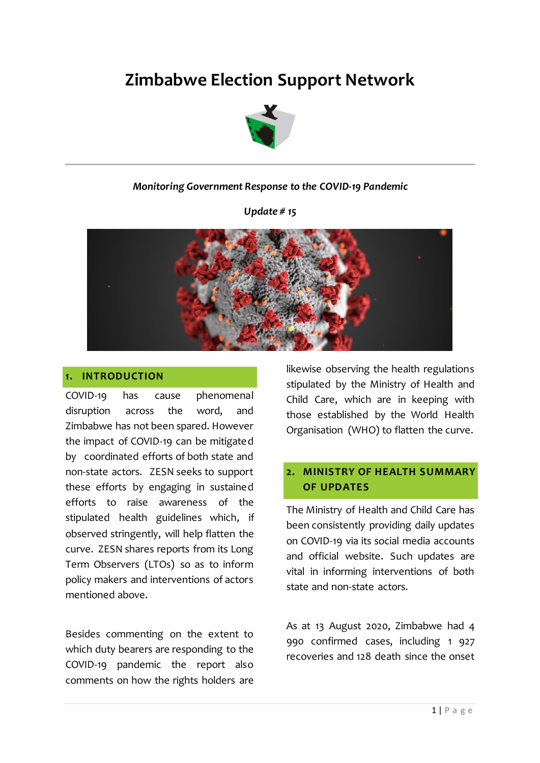# Zimbabwe Election Support Network

***Monitoring Government Response to the COVID-19 Pandemic***

***Update # 15***

## 1. INTRODUCTION

COVID-19 has cause phenomenal disruption across the word, and Zimbabwe has not been spared. However the impact of COVID-19 can be mitigated by coordinated efforts of both state and non-state actors. ZESN seeks to support these efforts by engaging in sustained efforts to raise awareness of the stipulated health guidelines which, if observed stringently, will help flatten the curve. ZESN shares reports from its Long Term Observers (LTOs) so as to inform policy makers and interventions of actors mentioned above.

Besides commenting on the extent to which duty bearers are responding to the COVID-19 pandemic the report also comments on how the rights holders are likewise observing the health regulations stipulated by the Ministry of Health and Child Care, which are in keeping with those established by the World Health Organisation (WHO) to flatten the curve.

## 2. MINISTRY OF HEALTH SUMMARY OF UPDATES

The Ministry of Health and Child Care has been consistently providing daily updates on COVID-19 via its social media accounts and official website. Such updates are vital in informing interventions of both state and non-state actors.

As at 13 August 2020, Zimbabwe had 4 990 confirmed cases, including 1 927 recoveries and 128 death since the onset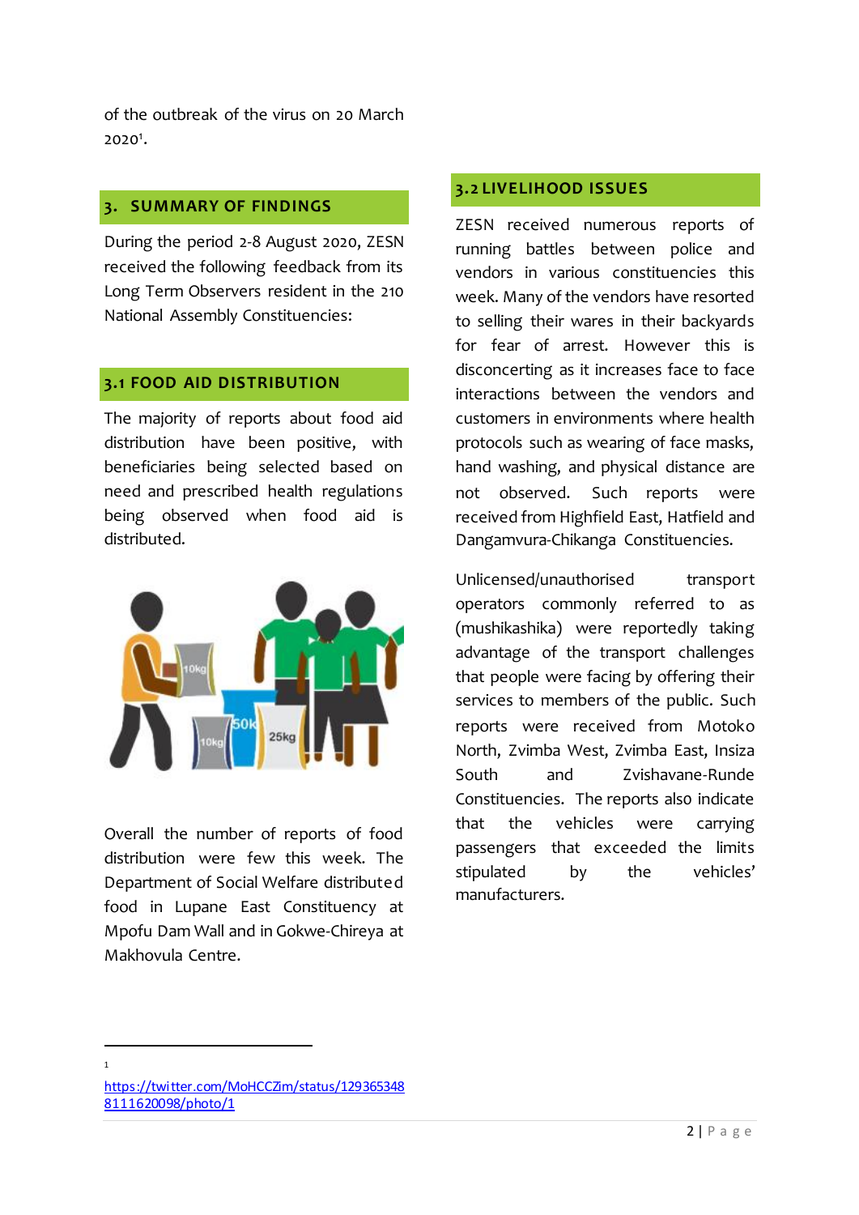of the outbreak of the virus on 20 March 2020[1].

## 3. SUMMARY OF FINDINGS

During the period 2-8 August 2020, ZESN received the following feedback from its Long Term Observers resident in the 210 National Assembly Constituencies:

### 3.1 FOOD AID DISTRIBUTION

The majority of reports about food aid distribution have been positive, with beneficiaries being selected based on need and prescribed health regulations being observed when food aid is distributed.

Overall the number of reports of food distribution were few this week. The Department of Social Welfare distributed food in Lupane East Constituency at Mpofu Dam Wall and in Gokwe-Chireya at Makhovula Centre.

### 3.2 LIVELIHOOD ISSUES

ZESN received numerous reports of running battles between police and vendors in various constituencies this week. Many of the vendors have resorted to selling their wares in their backyards for fear of arrest. However this is disconcerting as it increases face to face interactions between the vendors and customers in environments where health protocols such as wearing of face masks, hand washing, and physical distance are not observed. Such reports were received from Highfield East, Hatfield and Dangamvura-Chikanga Constituencies.

Unlicensed/unauthorised transport operators commonly referred to as (mushikashika) were reportedly taking advantage of the transport challenges that people were facing by offering their services to members of the public. Such reports were received from Motoko North, Zvimba West, Zvimba East, Insiza South and Zvishavane-Runde Constituencies. The reports also indicate that the vehicles were carrying passengers that exceeded the limits stipulated by the vehicles' manufacturers.

---

[1] https://twitter.com/MoHCCZim/status/1293653488111620098/photo/1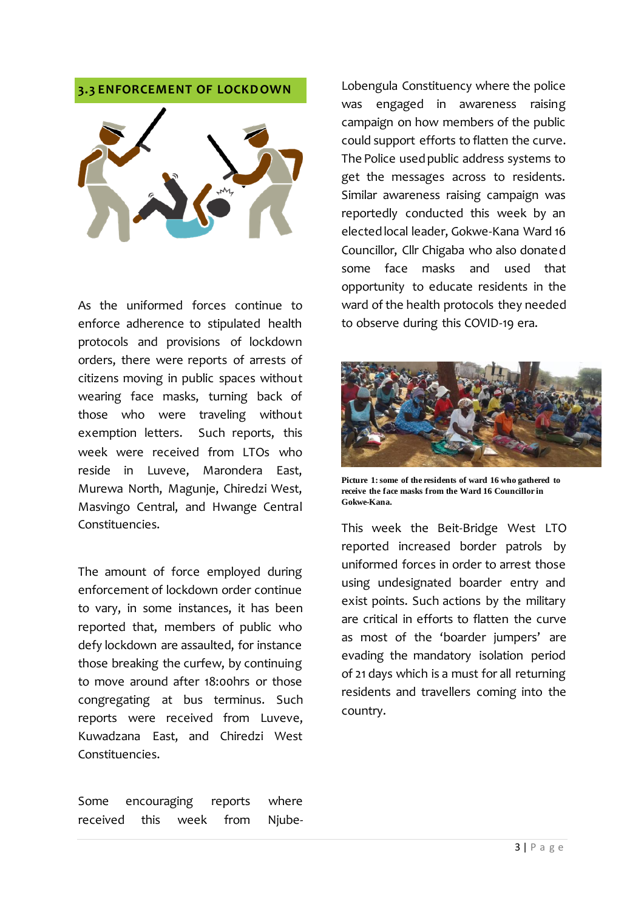## 3.3 ENFORCEMENT OF LOCKDOWN

As the uniformed forces continue to enforce adherence to stipulated health protocols and provisions of lockdown orders, there were reports of arrests of citizens moving in public spaces without wearing face masks, turning back of those who were traveling without exemption letters. Such reports, this week were received from LTOs who reside in Luveve, Marondera East, Murewa North, Magunje, Chiredzi West, Masvingo Central, and Hwange Central Constituencies.

The amount of force employed during enforcement of lockdown order continue to vary, in some instances, it has been reported that, members of public who defy lockdown are assaulted, for instance those breaking the curfew, by continuing to move around after 18:00hrs or those congregating at bus terminus. Such reports were received from Luveve, Kuwadzana East, and Chiredzi West Constituencies.

Some encouraging reports where received this week from Njube-Lobengula Constituency where the police was engaged in awareness raising campaign on how members of the public could support efforts to flatten the curve. The Police used public address systems to get the messages across to residents. Similar awareness raising campaign was reportedly conducted this week by an elected local leader, Gokwe-Kana Ward 16 Councillor, Cllr Chigaba who also donated some face masks and used that opportunity to educate residents in the ward of the health protocols they needed to observe during this COVID-19 era.

**Picture 1: some of the residents of ward 16 who gathered to receive the face masks from the Ward 16 Councillor in Gokwe-Kana.**

This week the Beit-Bridge West LTO reported increased border patrols by uniformed forces in order to arrest those using undesignated boarder entry and exist points. Such actions by the military are critical in efforts to flatten the curve as most of the 'boarder jumpers' are evading the mandatory isolation period of 21 days which is a must for all returning residents and travellers coming into the country.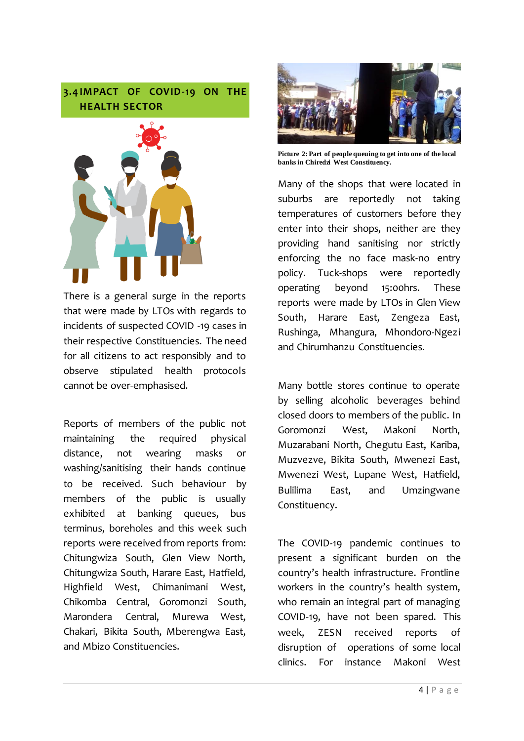## 3.4 IMPACT OF COVID-19 ON THE HEALTH SECTOR

There is a general surge in the reports that were made by LTOs with regards to incidents of suspected COVID -19 cases in their respective Constituencies. The need for all citizens to act responsibly and to observe stipulated health protocols cannot be over-emphasised.

Reports of members of the public not maintaining the required physical distance, not wearing masks or washing/sanitising their hands continue to be received. Such behaviour by members of the public is usually exhibited at banking queues, bus terminus, boreholes and this week such reports were received from reports from: Chitungwiza South, Glen View North, Chitungwiza South, Harare East, Hatfield, Highfield West, Chimanimani West, Chikomba Central, Goromonzi South, Marondera Central, Murewa West, Chakari, Bikita South, Mberengwa East, and Mbizo Constituencies.

Picture 2: Part of people queuing to get into one of the local banks in Chiredzi West Constituency.

Many of the shops that were located in suburbs are reportedly not taking temperatures of customers before they enter into their shops, neither are they providing hand sanitising nor strictly enforcing the no face mask-no entry policy. Tuck-shops were reportedly operating beyond 15:00hrs. These reports were made by LTOs in Glen View South, Harare East, Zengeza East, Rushinga, Mhangura, Mhondoro-Ngezi and Chirumhanzu Constituencies.

Many bottle stores continue to operate by selling alcoholic beverages behind closed doors to members of the public. In Goromonzi West, Makoni North, Muzarabani North, Chegutu East, Kariba, Muzvezve, Bikita South, Mwenezi East, Mwenezi West, Lupane West, Hatfield, Bulilima East, and Umzingwane Constituency.

The COVID-19 pandemic continues to present a significant burden on the country's health infrastructure. Frontline workers in the country's health system, who remain an integral part of managing COVID-19, have not been spared. This week, ZESN received reports of disruption of operations of some local clinics. For instance Makoni West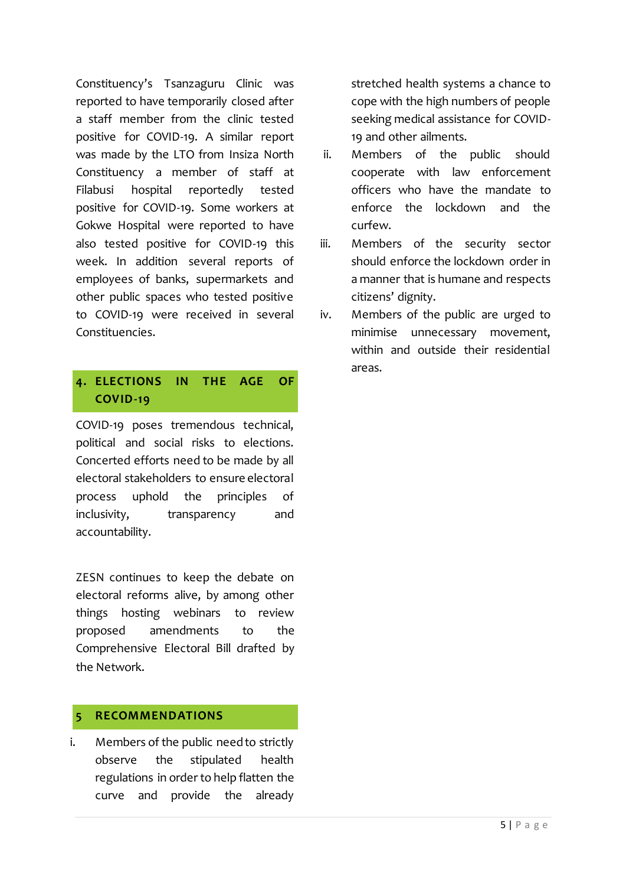Constituency's Tsanzaguru Clinic was reported to have temporarily closed after a staff member from the clinic tested positive for COVID-19. A similar report was made by the LTO from Insiza North Constituency a member of staff at Filabusi hospital reportedly tested positive for COVID-19. Some workers at Gokwe Hospital were reported to have also tested positive for COVID-19 this week. In addition several reports of employees of banks, supermarkets and other public spaces who tested positive to COVID-19 were received in several Constituencies.

## 4. ELECTIONS IN THE AGE OF COVID-19

COVID-19 poses tremendous technical, political and social risks to elections. Concerted efforts need to be made by all electoral stakeholders to ensure electoral process uphold the principles of inclusivity, transparency and accountability.

ZESN continues to keep the debate on electoral reforms alive, by among other things hosting webinars to review proposed amendments to the Comprehensive Electoral Bill drafted by the Network.

## 5 RECOMMENDATIONS

i. Members of the public need to strictly observe the stipulated health regulations in order to help flatten the curve and provide the already stretched health systems a chance to cope with the high numbers of people seeking medical assistance for COVID-19 and other ailments.

ii. Members of the public should cooperate with law enforcement officers who have the mandate to enforce the lockdown and the curfew.

iii. Members of the security sector should enforce the lockdown order in a manner that is humane and respects citizens' dignity.

iv. Members of the public are urged to minimise unnecessary movement, within and outside their residential areas.